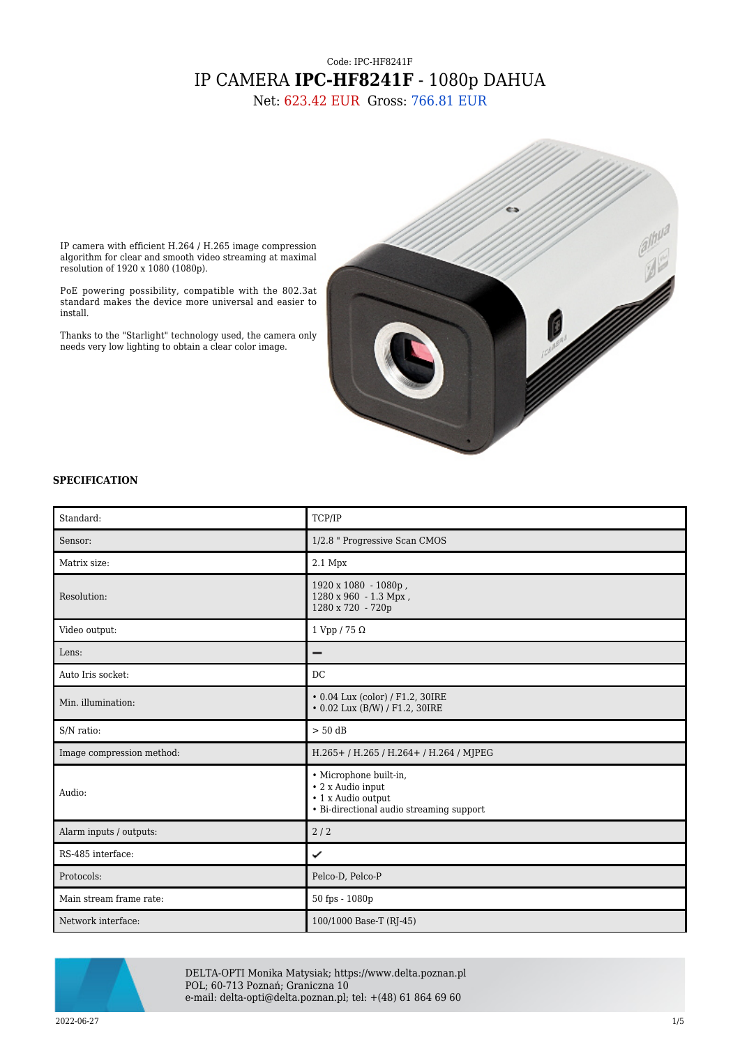Code: IPC-HF8241F

# IP CAMERA **IPC-HF8241F** - 1080p DAHUA

Net: 623.42 EUR Gross: 766.81 EUR

IP camera with efficient H.264 / H.265 image compression algorithm for clear and smooth video streaming at maximal resolution of 1920 x 1080 (1080p).

PoE powering possibility, compatible with the 802.3at standard makes the device more universal and easier to install.

Thanks to the "Starlight" technology used, the camera only needs very low lighting to obtain a clear color image.

**SPECIFICATION**

| | |
|---|---|
| Standard: | TCP/IP |
| Sensor: | 1/2.8 " Progressive Scan CMOS |
| Matrix size: | 2.1 Mpx |
| Resolution: | 1920 x 1080 - 1080p ,<br>1280 x 960 - 1.3 Mpx ,<br>1280 x 720 - 720p |
| Video output: | 1 Vpp / 75 Ω |
| Lens: | — |
| Auto Iris socket: | DC |
| Min. illumination: | • 0.04 Lux (color) / F1.2, 30IRE<br>• 0.02 Lux (B/W) / F1.2, 30IRE |
| S/N ratio: | > 50 dB |
| Image compression method: | H.265+ / H.265 / H.264+ / H.264 / MJPEG |
| Audio: | • Microphone built-in,<br>• 2 x Audio input<br>• 1 x Audio output<br>• Bi-directional audio streaming support |
| Alarm inputs / outputs: | 2 / 2 |
| RS-485 interface: | ✓ |
| Protocols: | Pelco-D, Pelco-P |
| Main stream frame rate: | 50 fps - 1080p |
| Network interface: | 100/1000 Base-T (RJ-45) |

DELTA-OPTI Monika Matysiak; https://www.delta.poznan.pl
POL; 60-713 Poznań; Graniczna 10
e-mail: delta-opti@delta.poznan.pl; tel: +(48) 61 864 69 60

2022-06-27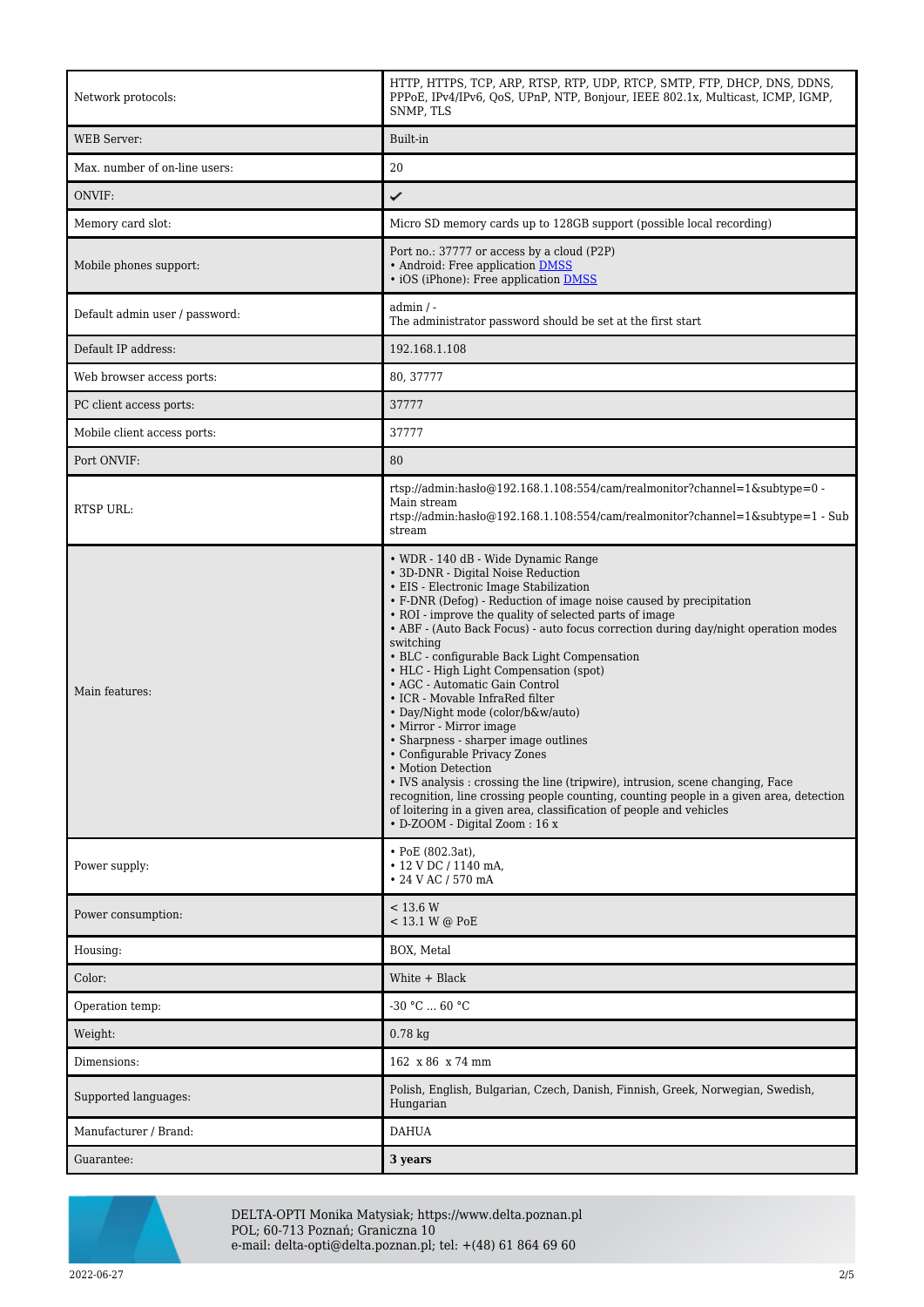| | |
|---|---|
| Network protocols: | HTTP, HTTPS, TCP, ARP, RTSP, RTP, UDP, RTCP, SMTP, FTP, DHCP, DNS, DDNS, PPPoE, IPv4/IPv6, QoS, UPnP, NTP, Bonjour, IEEE 802.1x, Multicast, ICMP, IGMP, SNMP, TLS |
| WEB Server: | Built-in |
| Max. number of on-line users: | 20 |
| ONVIF: | ✔ |
| Memory card slot: | Micro SD memory cards up to 128GB support (possible local recording) |
| Mobile phones support: | Port no.: 37777 or access by a cloud (P2P)<br>• Android: Free application DMSS<br>• iOS (iPhone): Free application DMSS |
| Default admin user / password: | admin / -<br>The administrator password should be set at the first start |
| Default IP address: | 192.168.1.108 |
| Web browser access ports: | 80, 37777 |
| PC client access ports: | 37777 |
| Mobile client access ports: | 37777 |
| Port ONVIF: | 80 |
| RTSP URL: | rtsp://admin:hasło@192.168.1.108:554/cam/realmonitor?channel=1&subtype=0 - Main stream<br>rtsp://admin:hasło@192.168.1.108:554/cam/realmonitor?channel=1&subtype=1 - Sub stream |
| Main features: | • WDR - 140 dB - Wide Dynamic Range<br>• 3D-DNR - Digital Noise Reduction<br>• EIS - Electronic Image Stabilization<br>• F-DNR (Defog) - Reduction of image noise caused by precipitation<br>• ROI - improve the quality of selected parts of image<br>• ABF - (Auto Back Focus) - auto focus correction during day/night operation modes switching<br>• BLC - configurable Back Light Compensation<br>• HLC - High Light Compensation (spot)<br>• AGC - Automatic Gain Control<br>• ICR - Movable InfraRed filter<br>• Day/Night mode (color/b&w/auto)<br>• Mirror - Mirror image<br>• Sharpness - sharper image outlines<br>• Configurable Privacy Zones<br>• Motion Detection<br>• IVS analysis : crossing the line (tripwire), intrusion, scene changing, Face recognition, line crossing people counting, counting people in a given area, detection of loitering in a given area, classification of people and vehicles<br>• D-ZOOM - Digital Zoom : 16 x |
| Power supply: | • PoE (802.3at),<br>• 12 V DC / 1140 mA,<br>• 24 V AC / 570 mA |
| Power consumption: | < 13.6 W<br>< 13.1 W @ PoE |
| Housing: | BOX, Metal |
| Color: | White + Black |
| Operation temp: | -30 °C ... 60 °C |
| Weight: | 0.78 kg |
| Dimensions: | 162 x 86 x 74 mm |
| Supported languages: | Polish, English, Bulgarian, Czech, Danish, Finnish, Greek, Norwegian, Swedish, Hungarian |
| Manufacturer / Brand: | DAHUA |
| Guarantee: | **3 years** |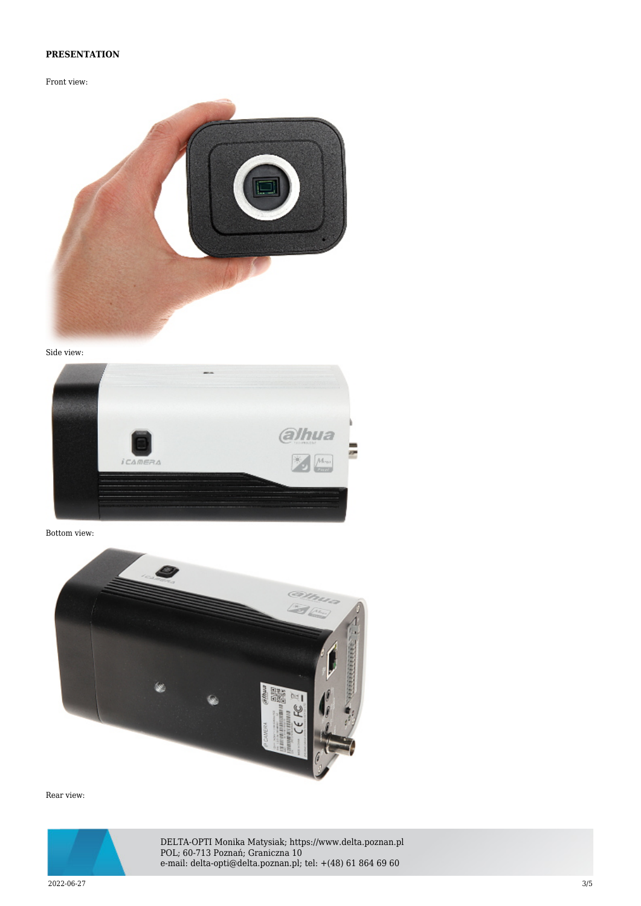**PRESENTATION**

Front view:

Side view:

Bottom view:

Rear view: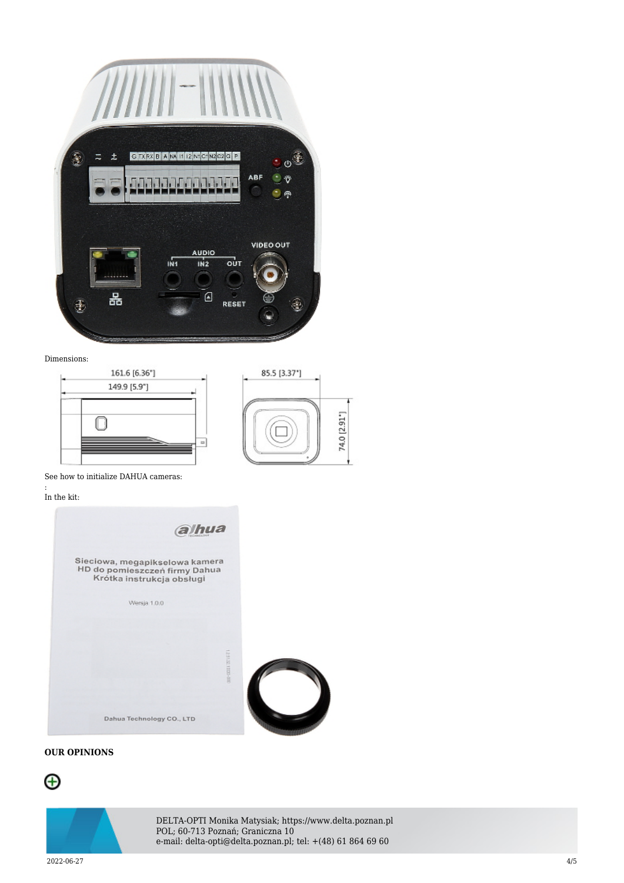Dimensions:

See how to initialize DAHUA cameras:

:

In the kit:

**OUR OPINIONS**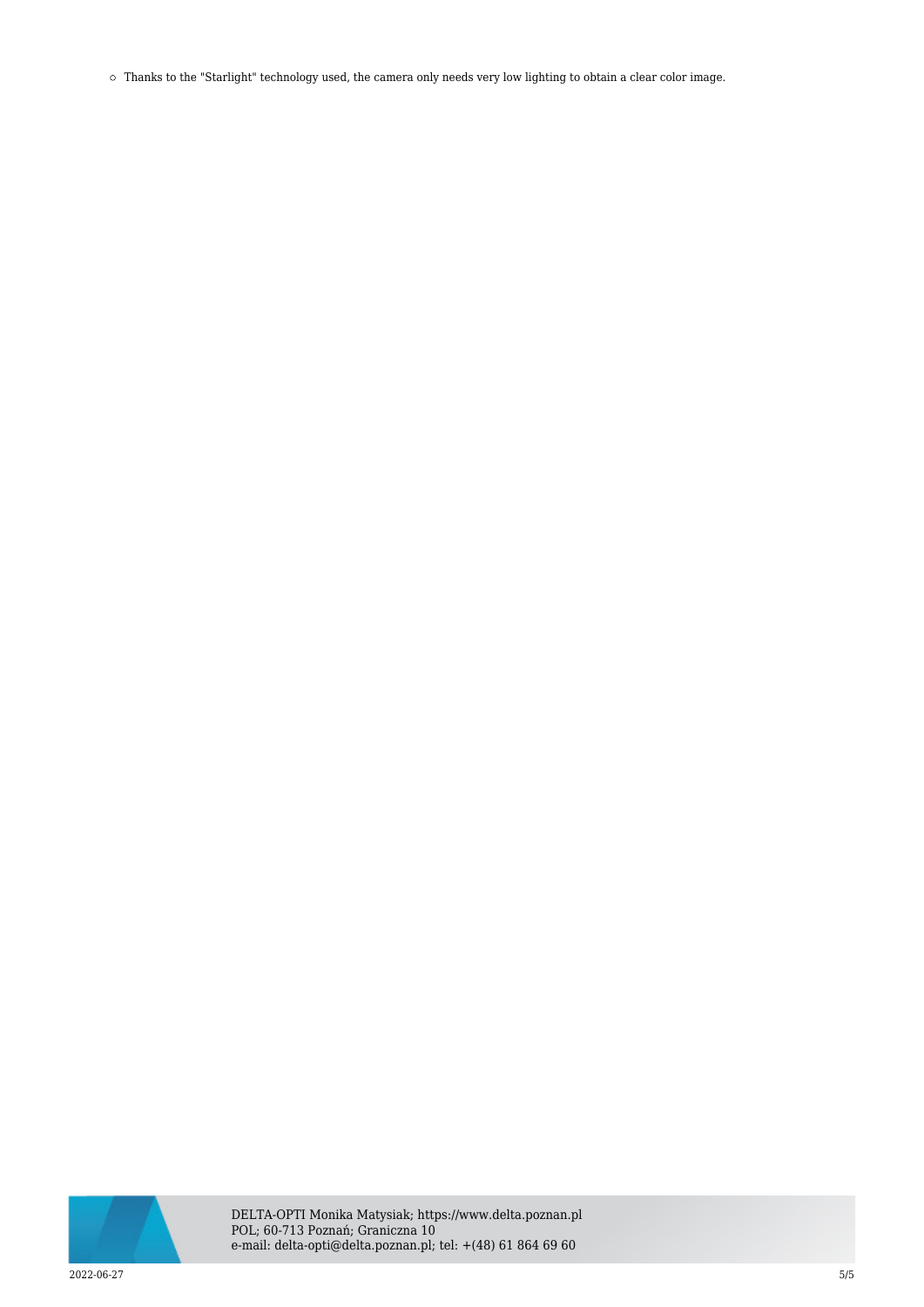- Thanks to the "Starlight" technology used, the camera only needs very low lighting to obtain a clear color image.